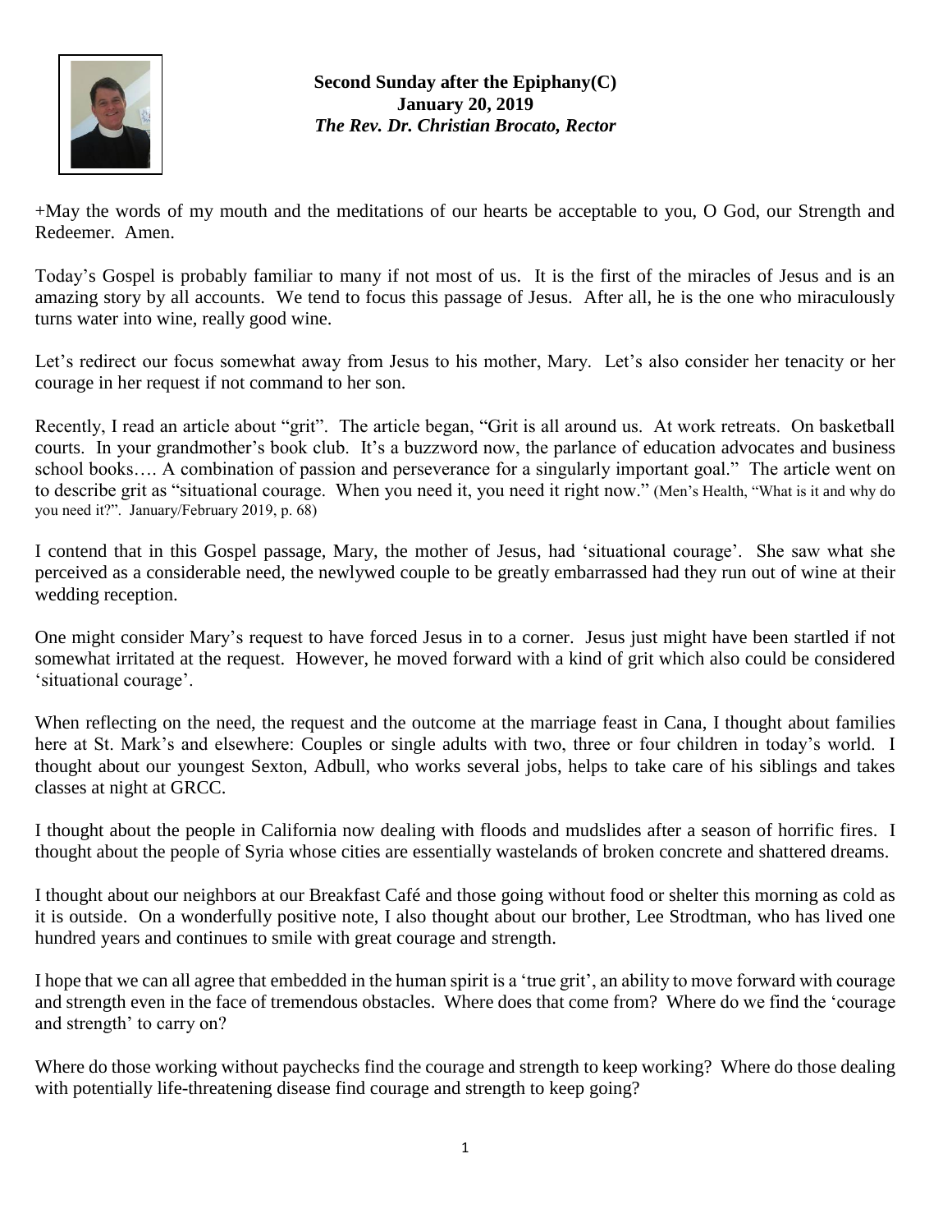**Second Sunday after the Epiphany(C)**
**January 20, 2019**
***The Rev. Dr. Christian Brocato, Rector***

+May the words of my mouth and the meditations of our hearts be acceptable to you, O God, our Strength and Redeemer. Amen.

Today's Gospel is probably familiar to many if not most of us. It is the first of the miracles of Jesus and is an amazing story by all accounts. We tend to focus this passage of Jesus. After all, he is the one who miraculously turns water into wine, really good wine.

Let's redirect our focus somewhat away from Jesus to his mother, Mary. Let's also consider her tenacity or her courage in her request if not command to her son.

Recently, I read an article about "grit". The article began, "Grit is all around us. At work retreats. On basketball courts. In your grandmother's book club. It's a buzzword now, the parlance of education advocates and business school books…. A combination of passion and perseverance for a singularly important goal." The article went on to describe grit as "situational courage. When you need it, you need it right now." (Men's Health, "What is it and why do you need it?". January/February 2019, p. 68)

I contend that in this Gospel passage, Mary, the mother of Jesus, had 'situational courage'. She saw what she perceived as a considerable need, the newlywed couple to be greatly embarrassed had they run out of wine at their wedding reception.

One might consider Mary's request to have forced Jesus in to a corner. Jesus just might have been startled if not somewhat irritated at the request. However, he moved forward with a kind of grit which also could be considered 'situational courage'.

When reflecting on the need, the request and the outcome at the marriage feast in Cana, I thought about families here at St. Mark's and elsewhere: Couples or single adults with two, three or four children in today's world. I thought about our youngest Sexton, Adbull, who works several jobs, helps to take care of his siblings and takes classes at night at GRCC.

I thought about the people in California now dealing with floods and mudslides after a season of horrific fires. I thought about the people of Syria whose cities are essentially wastelands of broken concrete and shattered dreams.

I thought about our neighbors at our Breakfast Café and those going without food or shelter this morning as cold as it is outside. On a wonderfully positive note, I also thought about our brother, Lee Strodtman, who has lived one hundred years and continues to smile with great courage and strength.

I hope that we can all agree that embedded in the human spirit is a 'true grit', an ability to move forward with courage and strength even in the face of tremendous obstacles. Where does that come from? Where do we find the 'courage and strength' to carry on?

Where do those working without paychecks find the courage and strength to keep working? Where do those dealing with potentially life-threatening disease find courage and strength to keep going?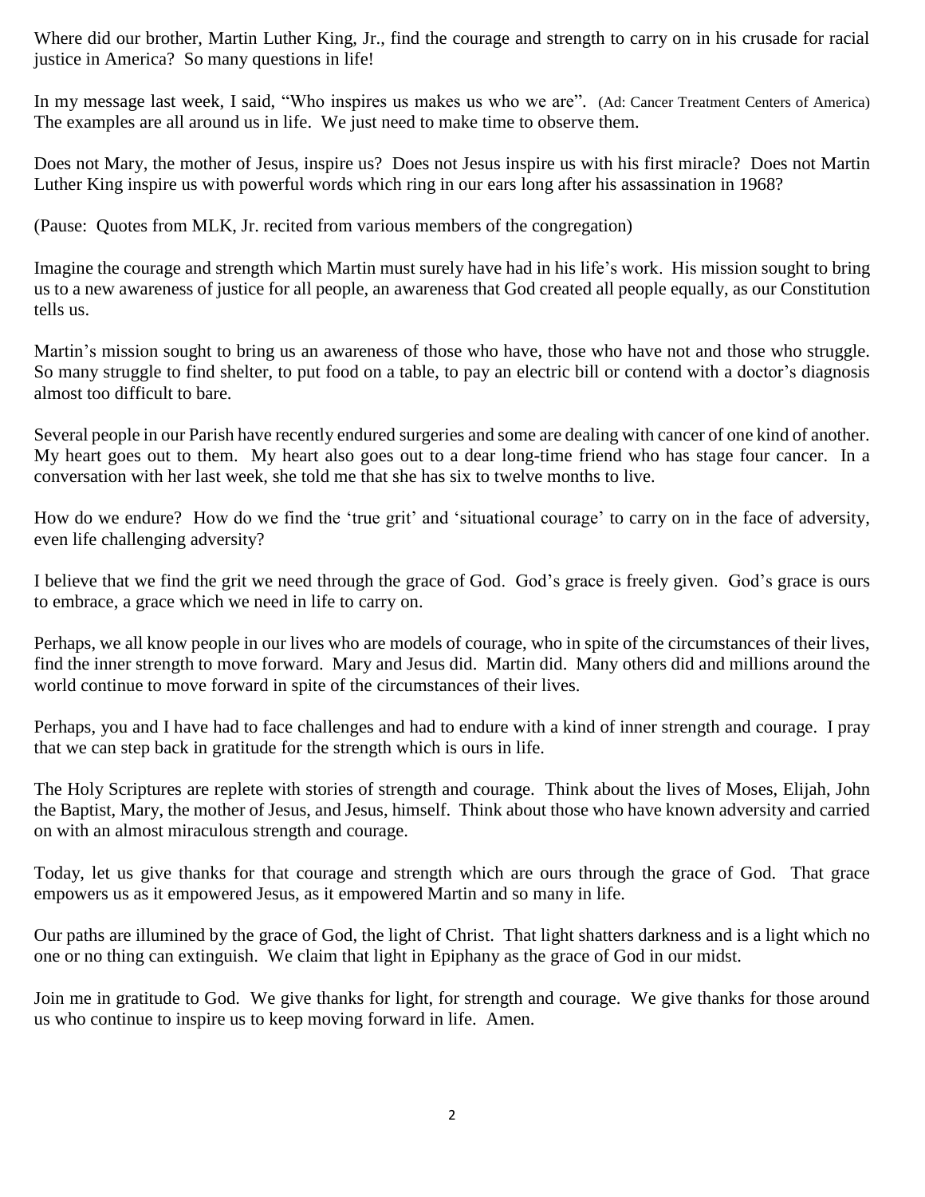Where did our brother, Martin Luther King, Jr., find the courage and strength to carry on in his crusade for racial justice in America? So many questions in life!

In my message last week, I said, "Who inspires us makes us who we are". (Ad: Cancer Treatment Centers of America) The examples are all around us in life. We just need to make time to observe them.

Does not Mary, the mother of Jesus, inspire us? Does not Jesus inspire us with his first miracle? Does not Martin Luther King inspire us with powerful words which ring in our ears long after his assassination in 1968?

(Pause: Quotes from MLK, Jr. recited from various members of the congregation)

Imagine the courage and strength which Martin must surely have had in his life's work. His mission sought to bring us to a new awareness of justice for all people, an awareness that God created all people equally, as our Constitution tells us.

Martin's mission sought to bring us an awareness of those who have, those who have not and those who struggle. So many struggle to find shelter, to put food on a table, to pay an electric bill or contend with a doctor's diagnosis almost too difficult to bare.

Several people in our Parish have recently endured surgeries and some are dealing with cancer of one kind of another. My heart goes out to them. My heart also goes out to a dear long-time friend who has stage four cancer. In a conversation with her last week, she told me that she has six to twelve months to live.

How do we endure? How do we find the 'true grit' and 'situational courage' to carry on in the face of adversity, even life challenging adversity?

I believe that we find the grit we need through the grace of God. God's grace is freely given. God's grace is ours to embrace, a grace which we need in life to carry on.

Perhaps, we all know people in our lives who are models of courage, who in spite of the circumstances of their lives, find the inner strength to move forward. Mary and Jesus did. Martin did. Many others did and millions around the world continue to move forward in spite of the circumstances of their lives.

Perhaps, you and I have had to face challenges and had to endure with a kind of inner strength and courage. I pray that we can step back in gratitude for the strength which is ours in life.

The Holy Scriptures are replete with stories of strength and courage. Think about the lives of Moses, Elijah, John the Baptist, Mary, the mother of Jesus, and Jesus, himself. Think about those who have known adversity and carried on with an almost miraculous strength and courage.

Today, let us give thanks for that courage and strength which are ours through the grace of God. That grace empowers us as it empowered Jesus, as it empowered Martin and so many in life.

Our paths are illumined by the grace of God, the light of Christ. That light shatters darkness and is a light which no one or no thing can extinguish. We claim that light in Epiphany as the grace of God in our midst.

Join me in gratitude to God. We give thanks for light, for strength and courage. We give thanks for those around us who continue to inspire us to keep moving forward in life. Amen.